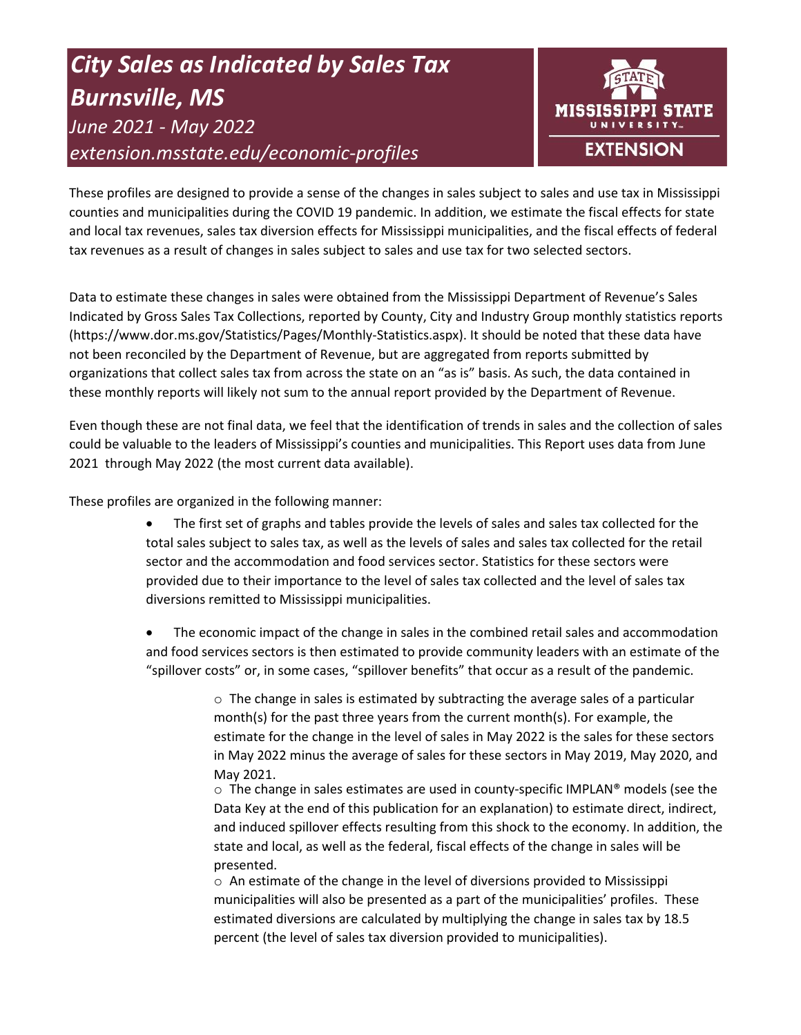# *City Sales as Indicated by Sales Tax Burnsville, MS*

*June 2021 - May 2022*

*extension.msstate.edu/economic-profiles*

MISSISSIPPI STATE UNIVERSITY EXTENSION

These profiles are designed to provide a sense of the changes in sales subject to sales and use tax in Mississippi counties and municipalities during the COVID 19 pandemic. In addition, we estimate the fiscal effects for state and local tax revenues, sales tax diversion effects for Mississippi municipalities, and the fiscal effects of federal tax revenues as a result of changes in sales subject to sales and use tax for two selected sectors.

Data to estimate these changes in sales were obtained from the Mississippi Department of Revenue's Sales Indicated by Gross Sales Tax Collections, reported by County, City and Industry Group monthly statistics reports (https://www.dor.ms.gov/Statistics/Pages/Monthly-Statistics.aspx). It should be noted that these data have not been reconciled by the Department of Revenue, but are aggregated from reports submitted by organizations that collect sales tax from across the state on an "as is" basis. As such, the data contained in these monthly reports will likely not sum to the annual report provided by the Department of Revenue.

Even though these are not final data, we feel that the identification of trends in sales and the collection of sales could be valuable to the leaders of Mississippi's counties and municipalities. This Report uses data from June 2021 through May 2022 (the most current data available).

These profiles are organized in the following manner:

- The first set of graphs and tables provide the levels of sales and sales tax collected for the total sales subject to sales tax, as well as the levels of sales and sales tax collected for the retail sector and the accommodation and food services sector. Statistics for these sectors were provided due to their importance to the level of sales tax collected and the level of sales tax diversions remitted to Mississippi municipalities.
- The economic impact of the change in sales in the combined retail sales and accommodation and food services sectors is then estimated to provide community leaders with an estimate of the "spillover costs" or, in some cases, "spillover benefits" that occur as a result of the pandemic.
  - The change in sales is estimated by subtracting the average sales of a particular month(s) for the past three years from the current month(s). For example, the estimate for the change in the level of sales in May 2022 is the sales for these sectors in May 2022 minus the average of sales for these sectors in May 2019, May 2020, and May 2021.
  - The change in sales estimates are used in county-specific IMPLAN® models (see the Data Key at the end of this publication for an explanation) to estimate direct, indirect, and induced spillover effects resulting from this shock to the economy. In addition, the state and local, as well as the federal, fiscal effects of the change in sales will be presented.
  - An estimate of the change in the level of diversions provided to Mississippi municipalities will also be presented as a part of the municipalities' profiles. These estimated diversions are calculated by multiplying the change in sales tax by 18.5 percent (the level of sales tax diversion provided to municipalities).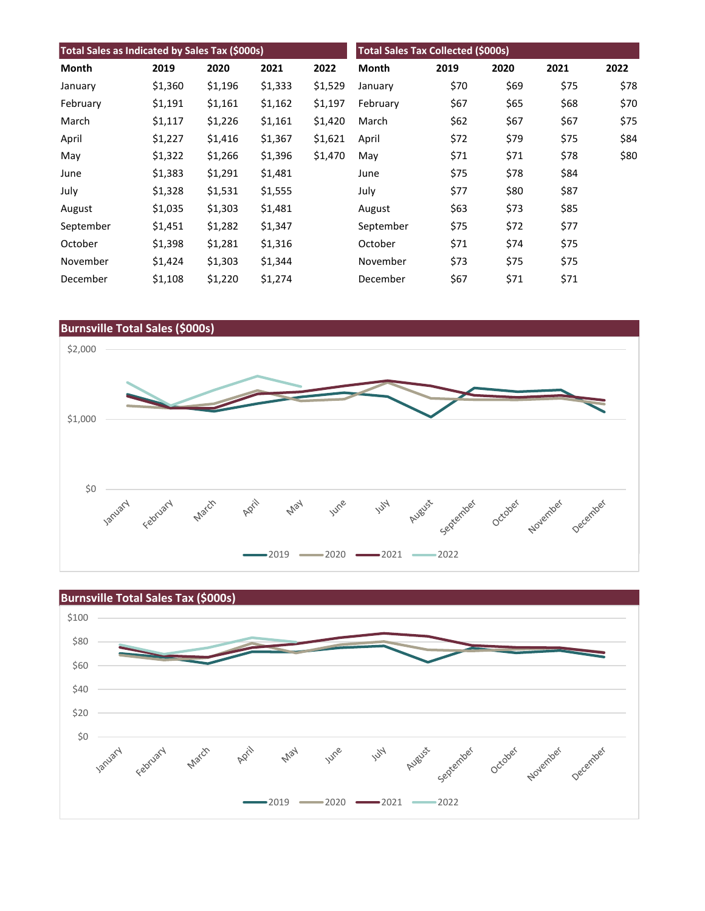| Total Sales as Indicated by Sales Tax ($000s) | | | | |
|---|---|---|---|---|
| Month | 2019 | 2020 | 2021 | 2022 |
| January | $1,360 | $1,196 | $1,333 | $1,529 |
| February | $1,191 | $1,161 | $1,162 | $1,197 |
| March | $1,117 | $1,226 | $1,161 | $1,420 |
| April | $1,227 | $1,416 | $1,367 | $1,621 |
| May | $1,322 | $1,266 | $1,396 | $1,470 |
| June | $1,383 | $1,291 | $1,481 | |
| July | $1,328 | $1,531 | $1,555 | |
| August | $1,035 | $1,303 | $1,481 | |
| September | $1,451 | $1,282 | $1,347 | |
| October | $1,398 | $1,281 | $1,316 | |
| November | $1,424 | $1,303 | $1,344 | |
| December | $1,108 | $1,220 | $1,274 | |

| Total Sales Tax Collected ($000s) | | | | |
|---|---|---|---|---|
| Month | 2019 | 2020 | 2021 | 2022 |
| January | $70 | $69 | $75 | $78 |
| February | $67 | $65 | $68 | $70 |
| March | $62 | $67 | $67 | $75 |
| April | $72 | $79 | $75 | $84 |
| May | $71 | $71 | $78 | $80 |
| June | $75 | $78 | $84 | |
| July | $77 | $80 | $87 | |
| August | $63 | $73 | $85 | |
| September | $75 | $72 | $77 | |
| October | $71 | $74 | $75 | |
| November | $73 | $75 | $75 | |
| December | $67 | $71 | $71 | |

**Burnsville Total Sales ($000s)**

**Burnsville Total Sales Tax ($000s)**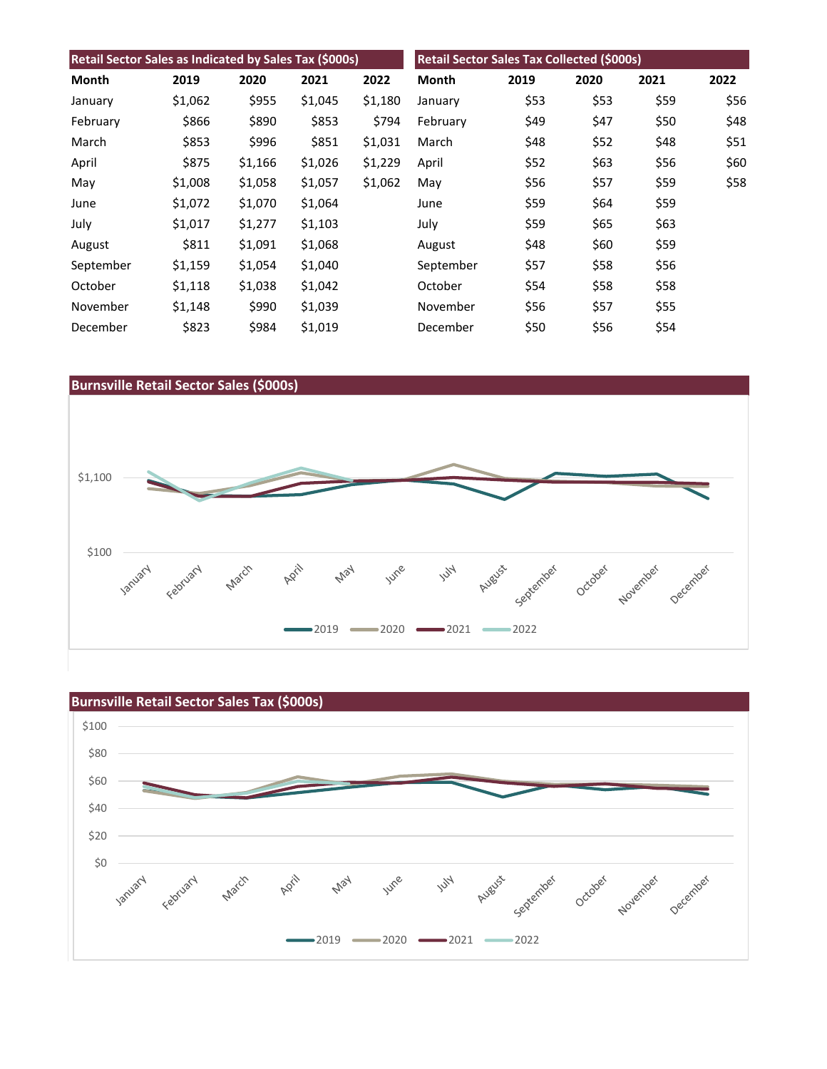## Retail Sector Sales as Indicated by Sales Tax ($000s)

| Month | 2019 | 2020 | 2021 | 2022 |
|---|---|---|---|---|
| January | $1,062 | $955 | $1,045 | $1,180 |
| February | $866 | $890 | $853 | $794 |
| March | $853 | $996 | $851 | $1,031 |
| April | $875 | $1,166 | $1,026 | $1,229 |
| May | $1,008 | $1,058 | $1,057 | $1,062 |
| June | $1,072 | $1,070 | $1,064 | |
| July | $1,017 | $1,277 | $1,103 | |
| August | $811 | $1,091 | $1,068 | |
| September | $1,159 | $1,054 | $1,040 | |
| October | $1,118 | $1,038 | $1,042 | |
| November | $1,148 | $990 | $1,039 | |
| December | $823 | $984 | $1,019 | |

## Retail Sector Sales Tax Collected ($000s)

| Month | 2019 | 2020 | 2021 | 2022 |
|---|---|---|---|---|
| January | $53 | $53 | $59 | $56 |
| February | $49 | $47 | $50 | $48 |
| March | $48 | $52 | $48 | $51 |
| April | $52 | $63 | $56 | $60 |
| May | $56 | $57 | $59 | $58 |
| June | $59 | $64 | $59 | |
| July | $59 | $65 | $63 | |
| August | $48 | $60 | $59 | |
| September | $57 | $58 | $56 | |
| October | $54 | $58 | $58 | |
| November | $56 | $57 | $55 | |
| December | $50 | $56 | $54 | |

## Burnsville Retail Sector Sales ($000s)

## Burnsville Retail Sector Sales Tax ($000s)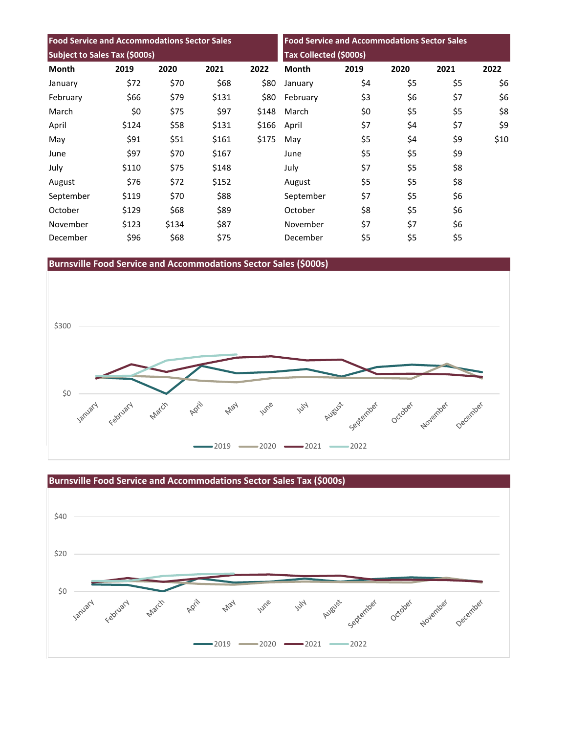## Food Service and Accommodations Sector Sales Subject to Sales Tax ($000s)

| Month | 2019 | 2020 | 2021 | 2022 |
|---|---|---|---|---|
| January | $72 | $70 | $68 | $80 |
| February | $66 | $79 | $131 | $80 |
| March | $0 | $75 | $97 | $148 |
| April | $124 | $58 | $131 | $166 |
| May | $91 | $51 | $161 | $175 |
| June | $97 | $70 | $167 | |
| July | $110 | $75 | $148 | |
| August | $76 | $72 | $152 | |
| September | $119 | $70 | $88 | |
| October | $129 | $68 | $89 | |
| November | $123 | $134 | $87 | |
| December | $96 | $68 | $75 | |

## Food Service and Accommodations Sector Sales Tax Collected ($000s)

| Month | 2019 | 2020 | 2021 | 2022 |
|---|---|---|---|---|
| January | $4 | $5 | $5 | $6 |
| February | $3 | $6 | $7 | $6 |
| March | $0 | $5 | $5 | $8 |
| April | $7 | $4 | $7 | $9 |
| May | $5 | $4 | $9 | $10 |
| June | $5 | $5 | $9 | |
| July | $7 | $5 | $8 | |
| August | $5 | $5 | $8 | |
| September | $7 | $5 | $6 | |
| October | $8 | $5 | $6 | |
| November | $7 | $7 | $6 | |
| December | $5 | $5 | $5 | |

## Burnsville Food Service and Accommodations Sector Sales ($000s)

## Burnsville Food Service and Accommodations Sector Sales Tax ($000s)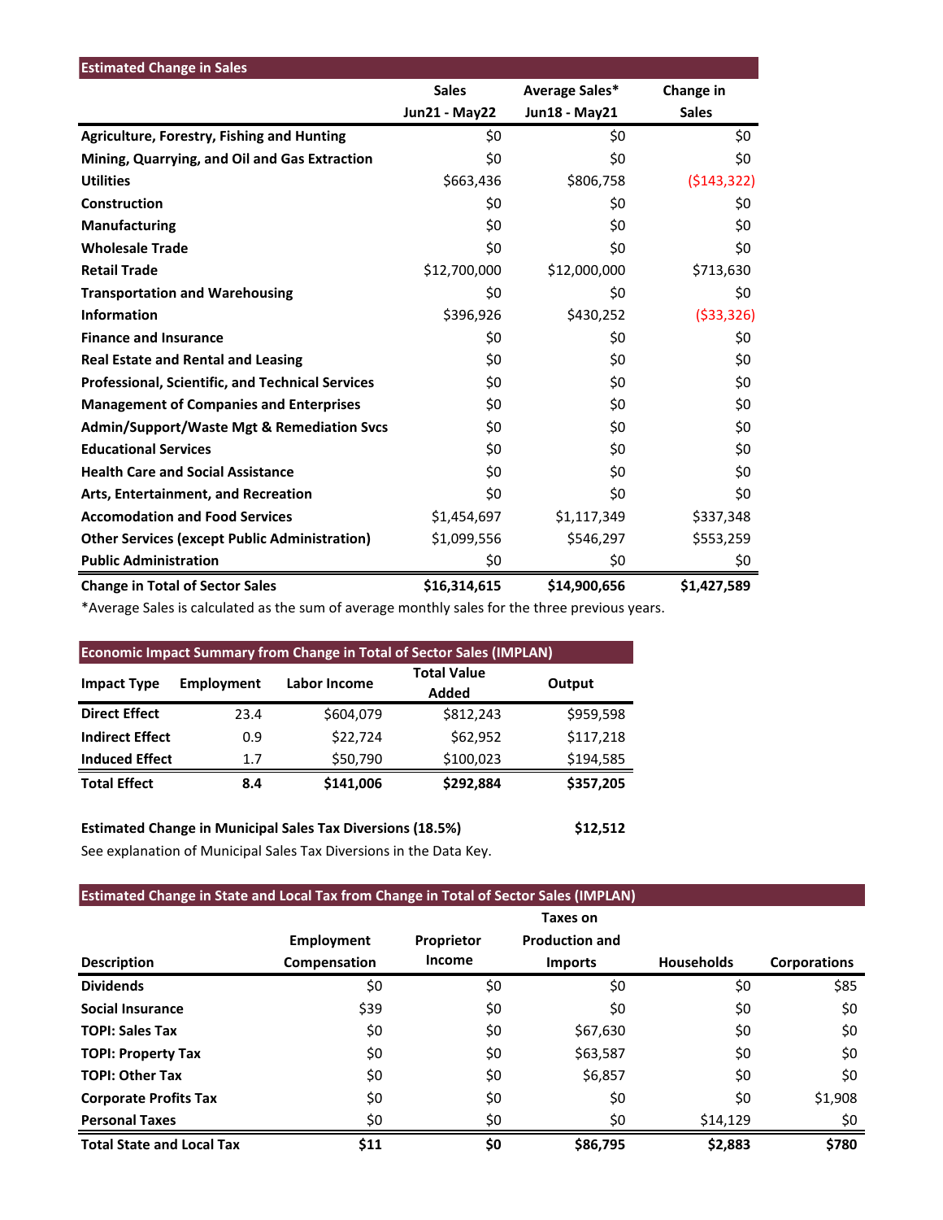| Estimated Change in Sales | Sales Jun21 - May22 | Average Sales* Jun18 - May21 | Change in Sales |
|---|---|---|---|
| **Agriculture, Forestry, Fishing and Hunting** | $0 | $0 | $0 |
| **Mining, Quarrying, and Oil and Gas Extraction** | $0 | $0 | $0 |
| **Utilities** | $663,436 | $806,758 | ($143,322) |
| **Construction** | $0 | $0 | $0 |
| **Manufacturing** | $0 | $0 | $0 |
| **Wholesale Trade** | $0 | $0 | $0 |
| **Retail Trade** | $12,700,000 | $12,000,000 | $713,630 |
| **Transportation and Warehousing** | $0 | $0 | $0 |
| **Information** | $396,926 | $430,252 | ($33,326) |
| **Finance and Insurance** | $0 | $0 | $0 |
| **Real Estate and Rental and Leasing** | $0 | $0 | $0 |
| **Professional, Scientific, and Technical Services** | $0 | $0 | $0 |
| **Management of Companies and Enterprises** | $0 | $0 | $0 |
| **Admin/Support/Waste Mgt & Remediation Svcs** | $0 | $0 | $0 |
| **Educational Services** | $0 | $0 | $0 |
| **Health Care and Social Assistance** | $0 | $0 | $0 |
| **Arts, Entertainment, and Recreation** | $0 | $0 | $0 |
| **Accomodation and Food Services** | $1,454,697 | $1,117,349 | $337,348 |
| **Other Services (except Public Administration)** | $1,099,556 | $546,297 | $553,259 |
| **Public Administration** | $0 | $0 | $0 |
| **Change in Total of Sector Sales** | **$16,314,615** | **$14,900,656** | **$1,427,589** |

*Average Sales is calculated as the sum of average monthly sales for the three previous years.

| Impact Type | Employment | Labor Income | Total Value Added | Output |
|---|---|---|---|---|
| **Direct Effect** | 23.4 | $604,079 | $812,243 | $959,598 |
| **Indirect Effect** | 0.9 | $22,724 | $62,952 | $117,218 |
| **Induced Effect** | 1.7 | $50,790 | $100,023 | $194,585 |
| **Total Effect** | **8.4** | **$141,006** | **$292,884** | **$357,205** |

Economic Impact Summary from Change in Total of Sector Sales (IMPLAN)

**Estimated Change in Municipal Sales Tax Diversions (18.5%)** **$12,512**

See explanation of Municipal Sales Tax Diversions in the Data Key.

Estimated Change in State and Local Tax from Change in Total of Sector Sales (IMPLAN)

| Description | Employment Compensation | Proprietor Income | Taxes on Production and Imports | Households | Corporations |
|---|---|---|---|---|---|
| **Dividends** | $0 | $0 | $0 | $0 | $85 |
| **Social Insurance** | $39 | $0 | $0 | $0 | $0 |
| **TOPI: Sales Tax** | $0 | $0 | $67,630 | $0 | $0 |
| **TOPI: Property Tax** | $0 | $0 | $63,587 | $0 | $0 |
| **TOPI: Other Tax** | $0 | $0 | $6,857 | $0 | $0 |
| **Corporate Profits Tax** | $0 | $0 | $0 | $0 | $1,908 |
| **Personal Taxes** | $0 | $0 | $0 | $14,129 | $0 |
| **Total State and Local Tax** | **$11** | **$0** | **$86,795** | **$2,883** | **$780** |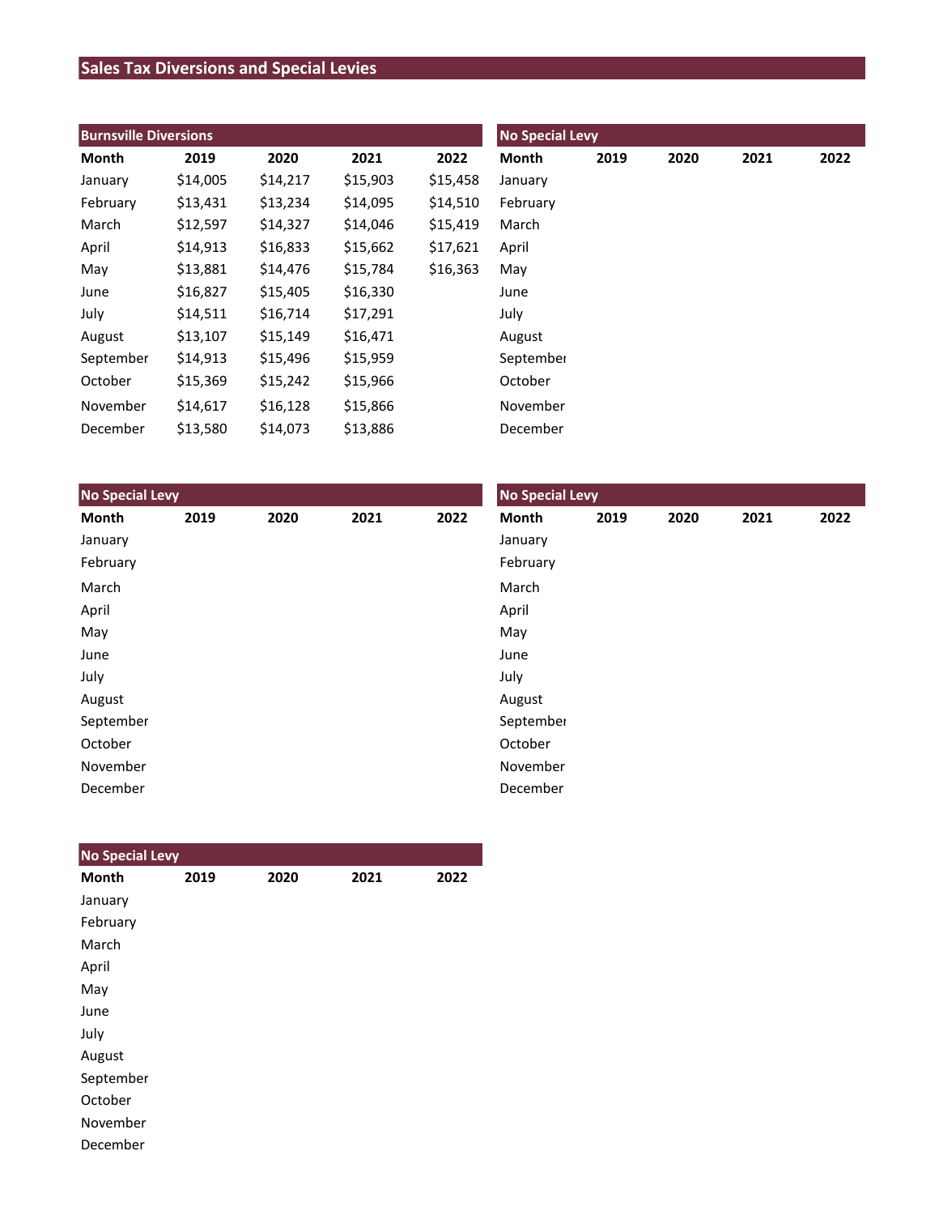# Sales Tax Diversions and Special Levies

### Burnsville Diversions

| Month | 2019 | 2020 | 2021 | 2022 |
|---|---|---|---|---|
| January | $14,005 | $14,217 | $15,903 | $15,458 |
| February | $13,431 | $13,234 | $14,095 | $14,510 |
| March | $12,597 | $14,327 | $14,046 | $15,419 |
| April | $14,913 | $16,833 | $15,662 | $17,621 |
| May | $13,881 | $14,476 | $15,784 | $16,363 |
| June | $16,827 | $15,405 | $16,330 | |
| July | $14,511 | $16,714 | $17,291 | |
| August | $13,107 | $15,149 | $16,471 | |
| September | $14,913 | $15,496 | $15,959 | |
| October | $15,369 | $15,242 | $15,966 | |
| November | $14,617 | $16,128 | $15,866 | |
| December | $13,580 | $14,073 | $13,886 | |

### No Special Levy

| Month | 2019 | 2020 | 2021 | 2022 |
|---|---|---|---|---|
| January | | | | |
| February | | | | |
| March | | | | |
| April | | | | |
| May | | | | |
| June | | | | |
| July | | | | |
| August | | | | |
| September | | | | |
| October | | | | |
| November | | | | |
| December | | | | |

### No Special Levy

| Month | 2019 | 2020 | 2021 | 2022 |
|---|---|---|---|---|
| January | | | | |
| February | | | | |
| March | | | | |
| April | | | | |
| May | | | | |
| June | | | | |
| July | | | | |
| August | | | | |
| September | | | | |
| October | | | | |
| November | | | | |
| December | | | | |

### No Special Levy

| Month | 2019 | 2020 | 2021 | 2022 |
|---|---|---|---|---|
| January | | | | |
| February | | | | |
| March | | | | |
| April | | | | |
| May | | | | |
| June | | | | |
| July | | | | |
| August | | | | |
| September | | | | |
| October | | | | |
| November | | | | |
| December | | | | |

### No Special Levy

| Month | 2019 | 2020 | 2021 | 2022 |
|---|---|---|---|---|
| January | | | | |
| February | | | | |
| March | | | | |
| April | | | | |
| May | | | | |
| June | | | | |
| July | | | | |
| August | | | | |
| September | | | | |
| October | | | | |
| November | | | | |
| December | | | | |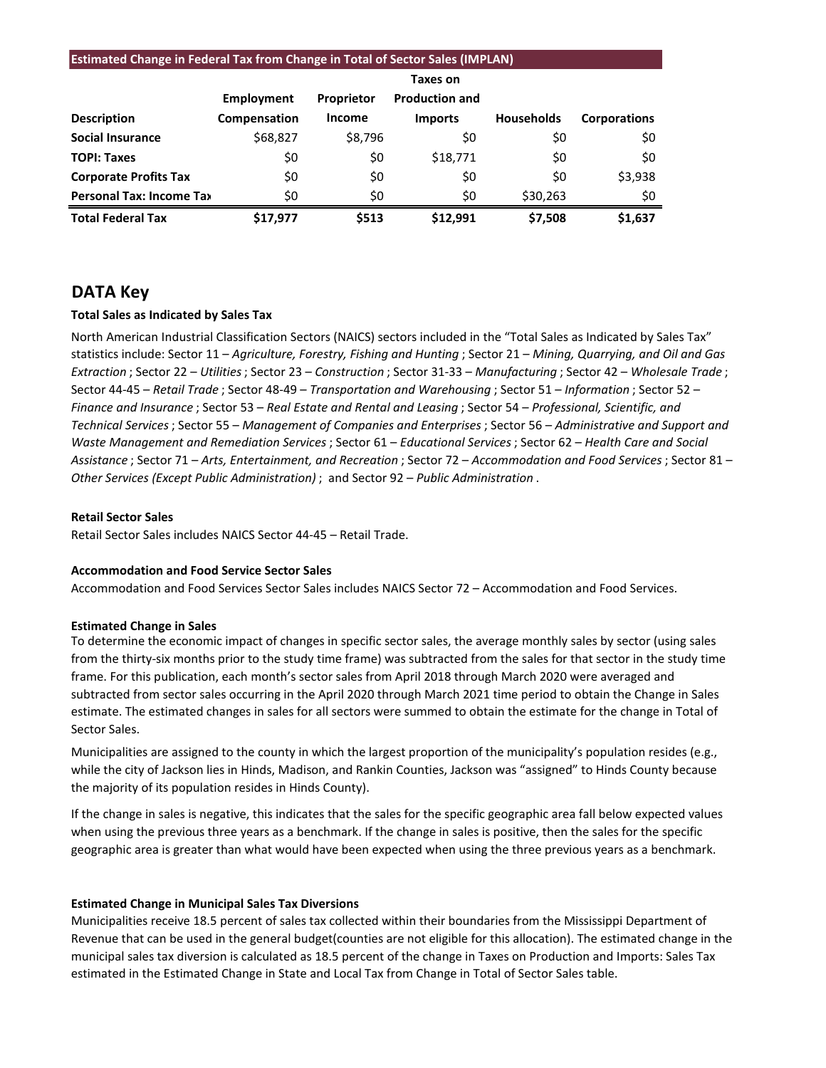| Estimated Change in Federal Tax from Change in Total of Sector Sales (IMPLAN) | | | | | |
|---|---|---|---|---|---|
| Description | Employment Compensation | Proprietor Income | Taxes on Production and Imports | Households | Corporations |
| **Social Insurance** | $68,827 | $8,796 | $0 | $0 | $0 |
| **TOPI: Taxes** | $0 | $0 | $18,771 | $0 | $0 |
| **Corporate Profits Tax** | $0 | $0 | $0 | $0 | $3,938 |
| **Personal Tax: Income Tax** | $0 | $0 | $0 | $30,263 | $0 |
| **Total Federal Tax** | **$17,977** | **$513** | **$12,991** | **$7,508** | **$1,637** |

## DATA Key

**Total Sales as Indicated by Sales Tax**

North American Industrial Classification Sectors (NAICS) sectors included in the "Total Sales as Indicated by Sales Tax" statistics include: Sector 11 – *Agriculture, Forestry, Fishing and Hunting* ; Sector 21 – *Mining, Quarrying, and Oil and Gas Extraction* ; Sector 22 – *Utilities* ; Sector 23 – *Construction* ; Sector 31-33 – *Manufacturing* ; Sector 42 – *Wholesale Trade* ; Sector 44-45 – *Retail Trade* ; Sector 48-49 – *Transportation and Warehousing* ; Sector 51 – *Information* ; Sector 52 – *Finance and Insurance* ; Sector 53 – *Real Estate and Rental and Leasing* ; Sector 54 – *Professional, Scientific, and Technical Services* ; Sector 55 – *Management of Companies and Enterprises* ; Sector 56 – *Administrative and Support and Waste Management and Remediation Services* ; Sector 61 – *Educational Services* ; Sector 62 – *Health Care and Social Assistance* ; Sector 71 – *Arts, Entertainment, and Recreation* ; Sector 72 – *Accommodation and Food Services* ; Sector 81 – *Other Services (Except Public Administration)* ; and Sector 92 – *Public Administration* .

**Retail Sector Sales**

Retail Sector Sales includes NAICS Sector 44-45 – Retail Trade.

**Accommodation and Food Service Sector Sales**

Accommodation and Food Services Sector Sales includes NAICS Sector 72 – Accommodation and Food Services.

**Estimated Change in Sales**

To determine the economic impact of changes in specific sector sales, the average monthly sales by sector (using sales from the thirty-six months prior to the study time frame) was subtracted from the sales for that sector in the study time frame. For this publication, each month's sector sales from April 2018 through March 2020 were averaged and subtracted from sector sales occurring in the April 2020 through March 2021 time period to obtain the Change in Sales estimate. The estimated changes in sales for all sectors were summed to obtain the estimate for the change in Total of Sector Sales.

Municipalities are assigned to the county in which the largest proportion of the municipality's population resides (e.g., while the city of Jackson lies in Hinds, Madison, and Rankin Counties, Jackson was "assigned" to Hinds County because the majority of its population resides in Hinds County).

If the change in sales is negative, this indicates that the sales for the specific geographic area fall below expected values when using the previous three years as a benchmark. If the change in sales is positive, then the sales for the specific geographic area is greater than what would have been expected when using the three previous years as a benchmark.

**Estimated Change in Municipal Sales Tax Diversions**

Municipalities receive 18.5 percent of sales tax collected within their boundaries from the Mississippi Department of Revenue that can be used in the general budget(counties are not eligible for this allocation). The estimated change in the municipal sales tax diversion is calculated as 18.5 percent of the change in Taxes on Production and Imports: Sales Tax estimated in the Estimated Change in State and Local Tax from Change in Total of Sector Sales table.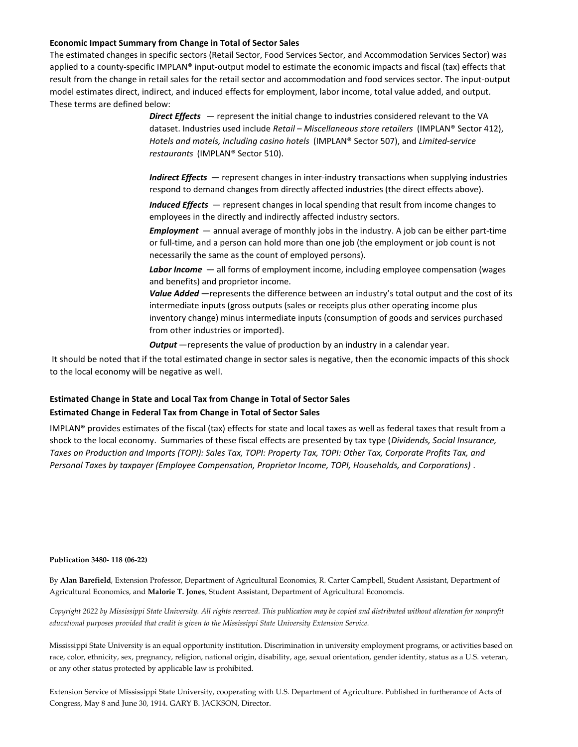**Economic Impact Summary from Change in Total of Sector Sales**

The estimated changes in specific sectors (Retail Sector, Food Services Sector, and Accommodation Services Sector) was applied to a county-specific IMPLAN® input-output model to estimate the economic impacts and fiscal (tax) effects that result from the change in retail sales for the retail sector and accommodation and food services sector. The input-output model estimates direct, indirect, and induced effects for employment, labor income, total value added, and output. These terms are defined below:

***Direct Effects*** — represent the initial change to industries considered relevant to the VA dataset. Industries used include *Retail – Miscellaneous store retailers* (IMPLAN® Sector 412), *Hotels and motels, including casino hotels* (IMPLAN® Sector 507), and *Limited-service restaurants* (IMPLAN® Sector 510).

***Indirect Effects*** — represent changes in inter-industry transactions when supplying industries respond to demand changes from directly affected industries (the direct effects above).

***Induced Effects*** — represent changes in local spending that result from income changes to employees in the directly and indirectly affected industry sectors.

***Employment*** — annual average of monthly jobs in the industry. A job can be either part-time or full-time, and a person can hold more than one job (the employment or job count is not necessarily the same as the count of employed persons).

***Labor Income*** — all forms of employment income, including employee compensation (wages and benefits) and proprietor income.

***Value Added*** —represents the difference between an industry's total output and the cost of its intermediate inputs (gross outputs (sales or receipts plus other operating income plus inventory change) minus intermediate inputs (consumption of goods and services purchased from other industries or imported).

***Output*** —represents the value of production by an industry in a calendar year.

It should be noted that if the total estimated change in sector sales is negative, then the economic impacts of this shock to the local economy will be negative as well.

**Estimated Change in State and Local Tax from Change in Total of Sector Sales**

**Estimated Change in Federal Tax from Change in Total of Sector Sales**

IMPLAN® provides estimates of the fiscal (tax) effects for state and local taxes as well as federal taxes that result from a shock to the local economy. Summaries of these fiscal effects are presented by tax type (*Dividends, Social Insurance, Taxes on Production and Imports (TOPI): Sales Tax, TOPI: Property Tax, TOPI: Other Tax, Corporate Profits Tax, and Personal Taxes by taxpayer (Employee Compensation, Proprietor Income, TOPI, Households, and Corporations)* .

**Publication 3480- 118 (06-22)**

By **Alan Barefield**, Extension Professor, Department of Agricultural Economics, R. Carter Campbell, Student Assistant, Department of Agricultural Economics, and **Malorie T. Jones**, Student Assistant, Department of Agricultural Economcis.

*Copyright 2022 by Mississippi State University. All rights reserved. This publication may be copied and distributed without alteration for nonprofit educational purposes provided that credit is given to the Mississippi State University Extension Service.*

Mississippi State University is an equal opportunity institution. Discrimination in university employment programs, or activities based on race, color, ethnicity, sex, pregnancy, religion, national origin, disability, age, sexual orientation, gender identity, status as a U.S. veteran, or any other status protected by applicable law is prohibited.

Extension Service of Mississippi State University, cooperating with U.S. Department of Agriculture. Published in furtherance of Acts of Congress, May 8 and June 30, 1914. GARY B. JACKSON, Director.